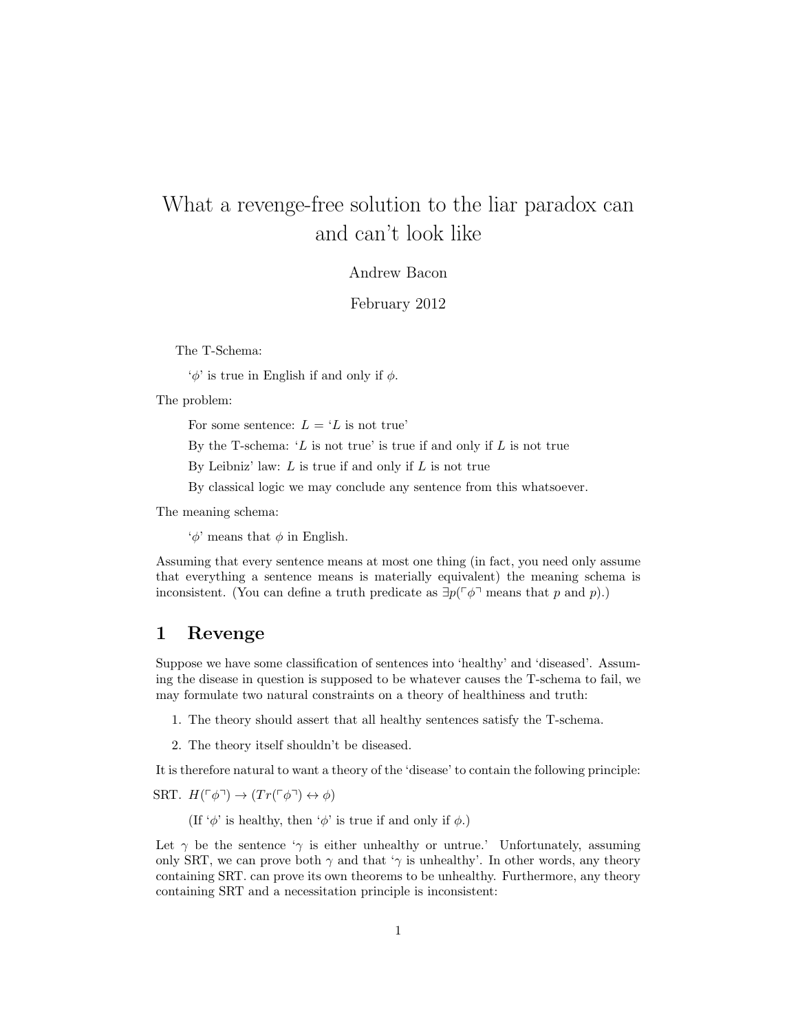# What a revenge-free solution to the liar paradox can and can't look like

Andrew Bacon

February 2012

The T-Schema:

> '$\phi$' is true in English if and only if $\phi$.

The problem:

> For some sentence: $L =$ '$L$ is not true'
>
> By the T-schema: '$L$ is not true' is true if and only if $L$ is not true
>
> By Leibniz' law: $L$ is true if and only if $L$ is not true
>
> By classical logic we may conclude any sentence from this whatsoever.

The meaning schema:

> '$\phi$' means that $\phi$ in English.

Assuming that every sentence means at most one thing (in fact, you need only assume that everything a sentence means is materially equivalent) the meaning schema is inconsistent. (You can define a truth predicate as $\exists p(\ulcorner\phi\urcorner$ means that $p$ and $p$).)

## 1 Revenge

Suppose we have some classification of sentences into 'healthy' and 'diseased'. Assuming the disease in question is supposed to be whatever causes the T-schema to fail, we may formulate two natural constraints on a theory of healthiness and truth:

1. The theory should assert that all healthy sentences satisfy the T-schema.
2. The theory itself shouldn't be diseased.

It is therefore natural to want a theory of the 'disease' to contain the following principle:

SRT. $H(\ulcorner\phi\urcorner) \rightarrow (Tr(\ulcorner\phi\urcorner) \leftrightarrow \phi)$

> (If '$\phi$' is healthy, then '$\phi$' is true if and only if $\phi$.)

Let $\gamma$ be the sentence '$\gamma$ is either unhealthy or untrue.' Unfortunately, assuming only SRT, we can prove both $\gamma$ and that '$\gamma$ is unhealthy'. In other words, any theory containing SRT. can prove its own theorems to be unhealthy. Furthermore, any theory containing SRT and a necessitation principle is inconsistent: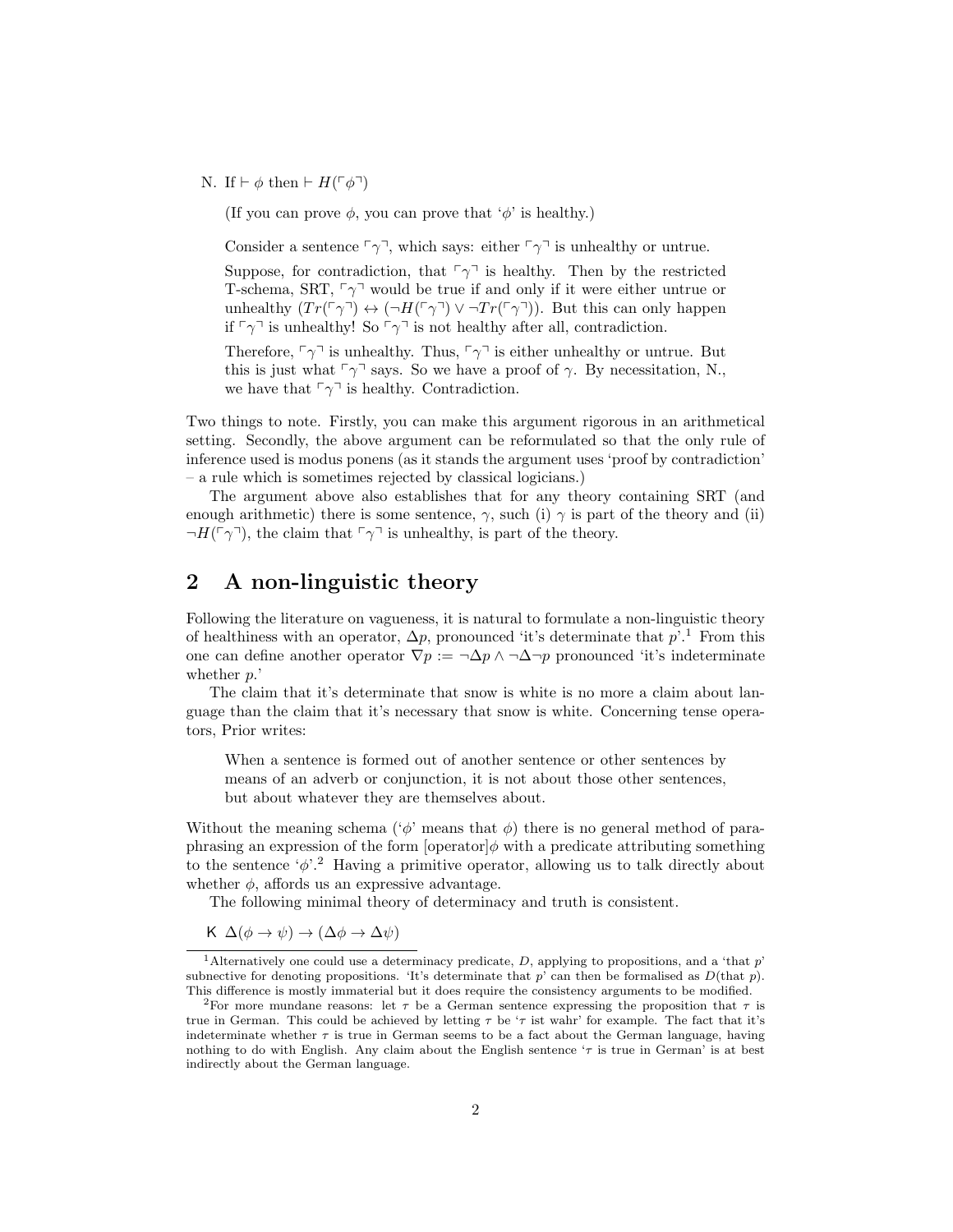N. If $\vdash \phi$ then $\vdash H(\ulcorner \phi \urcorner)$

(If you can prove $\phi$, you can prove that '$\phi$' is healthy.)

Consider a sentence $\ulcorner \gamma \urcorner$, which says: either $\ulcorner \gamma \urcorner$ is unhealthy or untrue.

Suppose, for contradiction, that $\ulcorner \gamma \urcorner$ is healthy. Then by the restricted T-schema, SRT, $\ulcorner \gamma \urcorner$ would be true if and only if it were either untrue or unhealthy ($Tr(\ulcorner \gamma \urcorner) \leftrightarrow (\neg H(\ulcorner \gamma \urcorner) \vee \neg Tr(\ulcorner \gamma \urcorner))$. But this can only happen if $\ulcorner \gamma \urcorner$ is unhealthy! So $\ulcorner \gamma \urcorner$ is not healthy after all, contradiction.

Therefore, $\ulcorner \gamma \urcorner$ is unhealthy. Thus, $\ulcorner \gamma \urcorner$ is either unhealthy or untrue. But this is just what $\ulcorner \gamma \urcorner$ says. So we have a proof of $\gamma$. By necessitation, N., we have that $\ulcorner \gamma \urcorner$ is healthy. Contradiction.

Two things to note. Firstly, you can make this argument rigorous in an arithmetical setting. Secondly, the above argument can be reformulated so that the only rule of inference used is modus ponens (as it stands the argument uses 'proof by contradiction' – a rule which is sometimes rejected by classical logicians.)

The argument above also establishes that for any theory containing SRT (and enough arithmetic) there is some sentence, $\gamma$, such (i) $\gamma$ is part of the theory and (ii) $\neg H(\ulcorner \gamma \urcorner)$, the claim that $\ulcorner \gamma \urcorner$ is unhealthy, is part of the theory.

## 2 A non-linguistic theory

Following the literature on vagueness, it is natural to formulate a non-linguistic theory of healthiness with an operator, $\Delta p$, pronounced 'it's determinate that $p$'.[1] From this one can define another operator $\nabla p := \neg \Delta p \wedge \neg \Delta \neg p$ pronounced 'it's indeterminate whether $p$.'

The claim that it's determinate that snow is white is no more a claim about language than the claim that it's necessary that snow is white. Concerning tense operators, Prior writes:

> When a sentence is formed out of another sentence or other sentences by means of an adverb or conjunction, it is not about those other sentences, but about whatever they are themselves about.

Without the meaning schema ('$\phi$' means that $\phi$) there is no general method of paraphrasing an expression of the form [operator]$\phi$ with a predicate attributing something to the sentence '$\phi$'.[2] Having a primitive operator, allowing us to talk directly about whether $\phi$, affords us an expressive advantage.

The following minimal theory of determinacy and truth is consistent.

K $\Delta(\phi \to \psi) \to (\Delta \phi \to \Delta \psi)$

---

[1] Alternatively one could use a determinacy predicate, $D$, applying to propositions, and a 'that $p$' subnective for denoting propositions. 'It's determinate that $p$' can then be formalised as $D$(that $p$). This difference is mostly immaterial but it does require the consistency arguments to be modified.

[2] For more mundane reasons: let $\tau$ be a German sentence expressing the proposition that $\tau$ is true in German. This could be achieved by letting $\tau$ be '$\tau$ ist wahr' for example. The fact that it's indeterminate whether $\tau$ is true in German seems to be a fact about the German language, having nothing to do with English. Any claim about the English sentence '$\tau$ is true in German' is at best indirectly about the German language.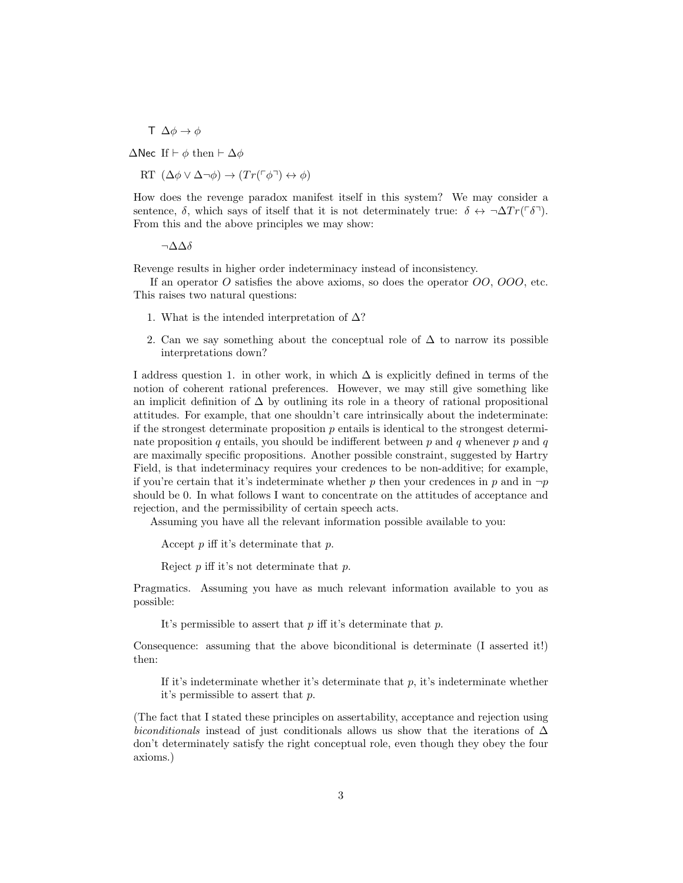**T** $\Delta\phi \to \phi$

**ΔNec** If $\vdash \phi$ then $\vdash \Delta\phi$

RT $(\Delta\phi \vee \Delta\neg\phi) \to (Tr(\ulcorner\phi\urcorner) \leftrightarrow \phi)$

How does the revenge paradox manifest itself in this system? We may consider a sentence, $\delta$, which says of itself that it is not determinately true: $\delta \leftrightarrow \neg\Delta Tr(\ulcorner\delta\urcorner)$. From this and the above principles we may show:

$$\neg\Delta\Delta\delta$$

Revenge results in higher order indeterminacy instead of inconsistency.

If an operator $O$ satisfies the above axioms, so does the operator $OO$, $OOO$, etc. This raises two natural questions:

1. What is the intended interpretation of $\Delta$?
2. Can we say something about the conceptual role of $\Delta$ to narrow its possible interpretations down?

I address question 1. in other work, in which $\Delta$ is explicitly defined in terms of the notion of coherent rational preferences. However, we may still give something like an implicit definition of $\Delta$ by outlining its role in a theory of rational propositional attitudes. For example, that one shouldn't care intrinsically about the indeterminate: if the strongest determinate proposition $p$ entails is identical to the strongest determinate proposition $q$ entails, you should be indifferent between $p$ and $q$ whenever $p$ and $q$ are maximally specific propositions. Another possible constraint, suggested by Hartry Field, is that indeterminacy requires your credences to be non-additive; for example, if you're certain that it's indeterminate whether $p$ then your credences in $p$ and in $\neg p$ should be 0. In what follows I want to concentrate on the attitudes of acceptance and rejection, and the permissibility of certain speech acts.

Assuming you have all the relevant information possible available to you:

> Accept $p$ iff it's determinate that $p$.
>
> Reject $p$ iff it's not determinate that $p$.

Pragmatics. Assuming you have as much relevant information available to you as possible:

> It's permissible to assert that $p$ iff it's determinate that $p$.

Consequence: assuming that the above biconditional is determinate (I asserted it!) then:

> If it's indeterminate whether it's determinate that $p$, it's indeterminate whether it's permissible to assert that $p$.

(The fact that I stated these principles on assertability, acceptance and rejection using *biconditionals* instead of just conditionals allows us show that the iterations of $\Delta$ don't determinately satisfy the right conceptual role, even though they obey the four axioms.)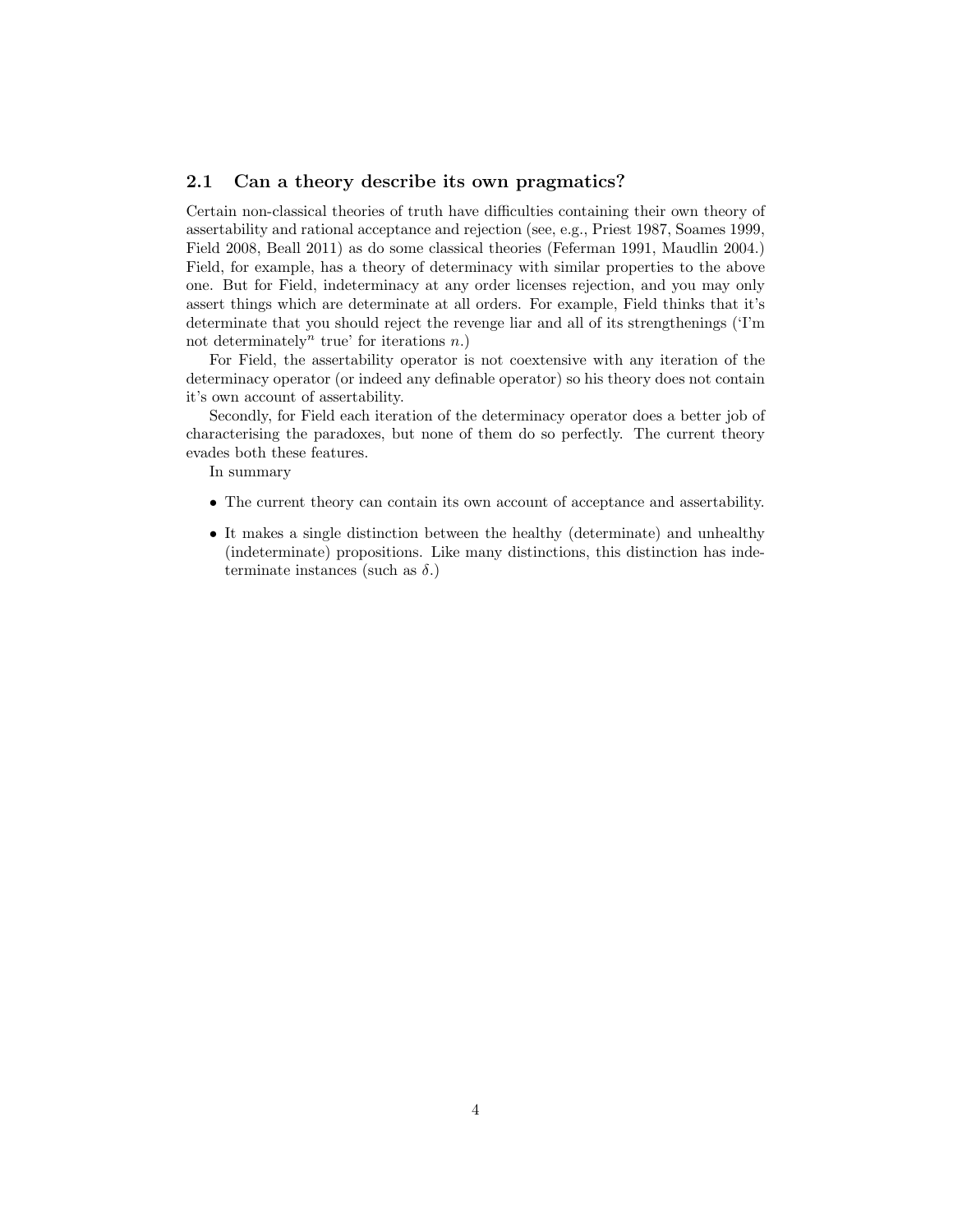### 2.1 Can a theory describe its own pragmatics?

Certain non-classical theories of truth have difficulties containing their own theory of assertability and rational acceptance and rejection (see, e.g., Priest 1987, Soames 1999, Field 2008, Beall 2011) as do some classical theories (Feferman 1991, Maudlin 2004.) Field, for example, has a theory of determinacy with similar properties to the above one. But for Field, indeterminacy at any order licenses rejection, and you may only assert things which are determinate at all orders. For example, Field thinks that it's determinate that you should reject the revenge liar and all of its strengthenings ('I'm not determinately$^n$ true' for iterations $n$.)

For Field, the assertability operator is not coextensive with any iteration of the determinacy operator (or indeed any definable operator) so his theory does not contain it's own account of assertability.

Secondly, for Field each iteration of the determinacy operator does a better job of characterising the paradoxes, but none of them do so perfectly. The current theory evades both these features.

In summary

- The current theory can contain its own account of acceptance and assertability.
- It makes a single distinction between the healthy (determinate) and unhealthy (indeterminate) propositions. Like many distinctions, this distinction has indeterminate instances (such as $\delta$.)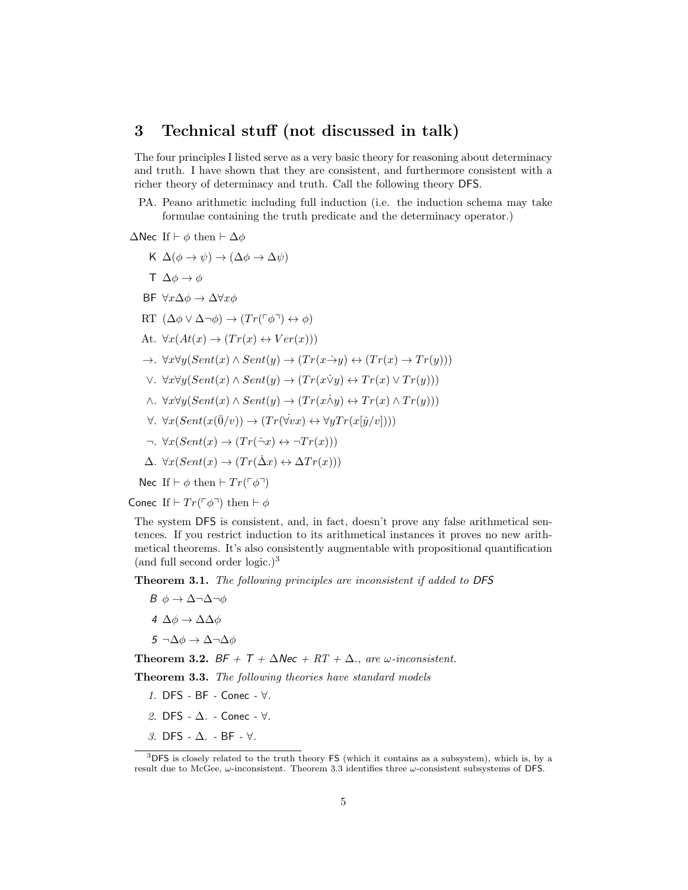## 3 Technical stuff (not discussed in talk)

The four principles I listed serve as a very basic theory for reasoning about determinacy and truth. I have shown that they are consistent, and furthermore consistent with a richer theory of determinacy and truth. Call the following theory DFS.

- PA. Peano arithmetic including full induction (i.e. the induction schema may take formulae containing the truth predicate and the determinacy operator.)
- $\Delta$Nec If $\vdash \phi$ then $\vdash \Delta\phi$
- K $\Delta(\phi \to \psi) \to (\Delta\phi \to \Delta\psi)$
- T $\Delta\phi \to \phi$
- BF $\forall x \Delta\phi \to \Delta\forall x\phi$
- RT $(\Delta\phi \vee \Delta\neg\phi) \to (Tr(\ulcorner\phi\urcorner) \leftrightarrow \phi)$
- At. $\forall x(At(x) \to (Tr(x) \leftrightarrow Ver(x)))$
- $\to$. $\forall x\forall y(Sent(x) \wedge Sent(y) \to (Tr(x \dot{\to} y) \leftrightarrow (Tr(x) \to Tr(y)))$
- $\vee$. $\forall x\forall y(Sent(x) \wedge Sent(y) \to (Tr(x \dot{\vee} y) \leftrightarrow Tr(x) \vee Tr(y)))$
- $\wedge$. $\forall x\forall y(Sent(x) \wedge Sent(y) \to (Tr(x \dot{\wedge} y) \leftrightarrow Tr(x) \wedge Tr(y)))$
- $\forall$. $\forall x(Sent(x(\bar{0}/v)) \to (Tr(\dot{\forall} vx) \leftrightarrow \forall y Tr(x[\dot{y}/v])))$
- $\neg$. $\forall x(Sent(x) \to (Tr(\dot{\neg} x) \leftrightarrow \neg Tr(x)))$
- $\Delta$. $\forall x(Sent(x) \to (Tr(\dot{\Delta} x) \leftrightarrow \Delta Tr(x)))$
- Nec If $\vdash \phi$ then $\vdash Tr(\ulcorner\phi\urcorner)$
- Conec If $\vdash Tr(\ulcorner\phi\urcorner)$ then $\vdash \phi$

The system DFS is consistent, and, in fact, doesn't prove any false arithmetical sentences. If you restrict induction to its arithmetical instances it proves no new arithmetical theorems. It's also consistently augmentable with propositional quantification (and full second order logic.)[3]

**Theorem 3.1.** *The following principles are inconsistent if added to DFS*

- *B* $\phi \to \Delta\neg\Delta\neg\phi$
- *4* $\Delta\phi \to \Delta\Delta\phi$
- *5* $\neg\Delta\phi \to \Delta\neg\Delta\phi$

**Theorem 3.2.** *BF + T + $\Delta$Nec + RT + $\Delta$., are $\omega$-inconsistent.*

**Theorem 3.3.** *The following theories have standard models*

1. DFS - BF - Conec - $\forall$.
2. DFS - $\Delta$. - Conec - $\forall$.
3. DFS - $\Delta$. - BF - $\forall$.

[3] DFS is closely related to the truth theory FS (which it contains as a subsystem), which is, by a result due to McGee, $\omega$-inconsistent. Theorem 3.3 identifies three $\omega$-consistent subsystems of DFS.